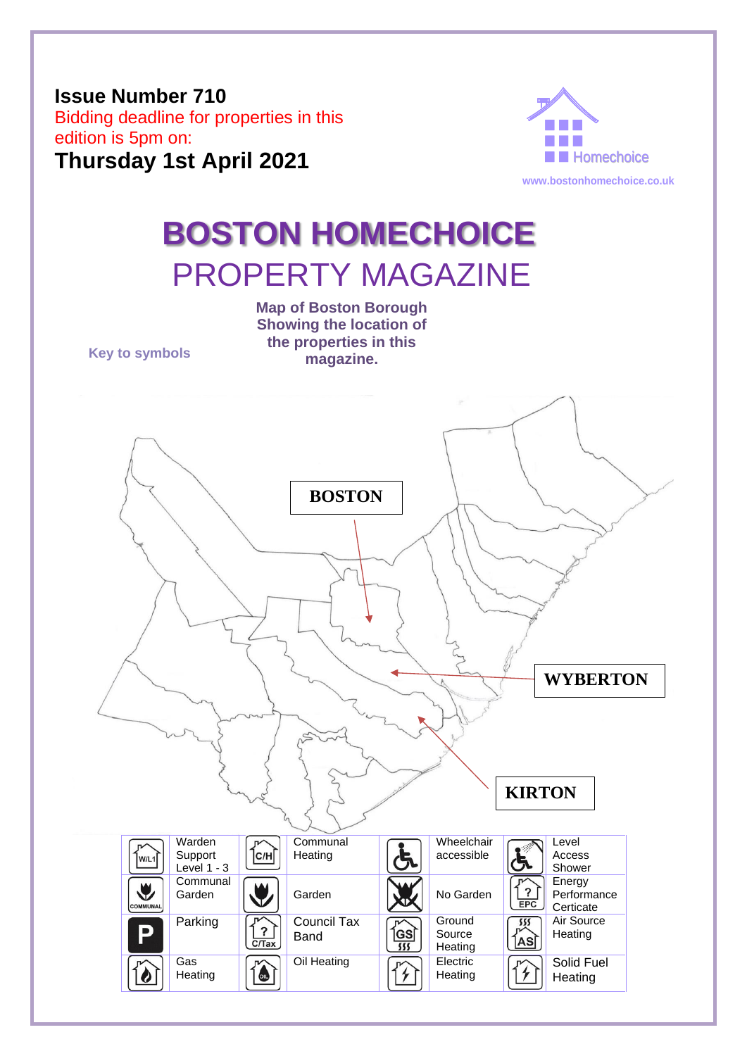**Issue Number 710**

Bidding deadline for properties in this edition is 5pm on:

**Thursday 1st April 2021**

Homechoice

www.bostonhomechoice.co.uk

# BOSTON HOMECHOICE

## PROPERTY MAGAZINE

**Map of Boston Borough Showing the location of the properties in this magazine.**

BOSTON

WYBERTON

KIRTON

**Key to symbols**

| Symbol | Meaning | Symbol | Meaning | Symbol | Meaning | Symbol | Meaning |
|---|---|---|---|---|---|---|---|
| W/L1 | Warden Support Level 1 - 3 | C/H | Communal Heating | | Wheelchair accessible | | Level Access Shower |
| COMMUNAL | Communal Garden | | Garden | | No Garden | EPC | Energy Performance Certicate |
| P | Parking | C/Tax | Council Tax Band | GS | Ground Source Heating | AS | Air Source Heating |
| | Gas Heating | OIL | Oil Heating | | Electric Heating | | Solid Fuel Heating |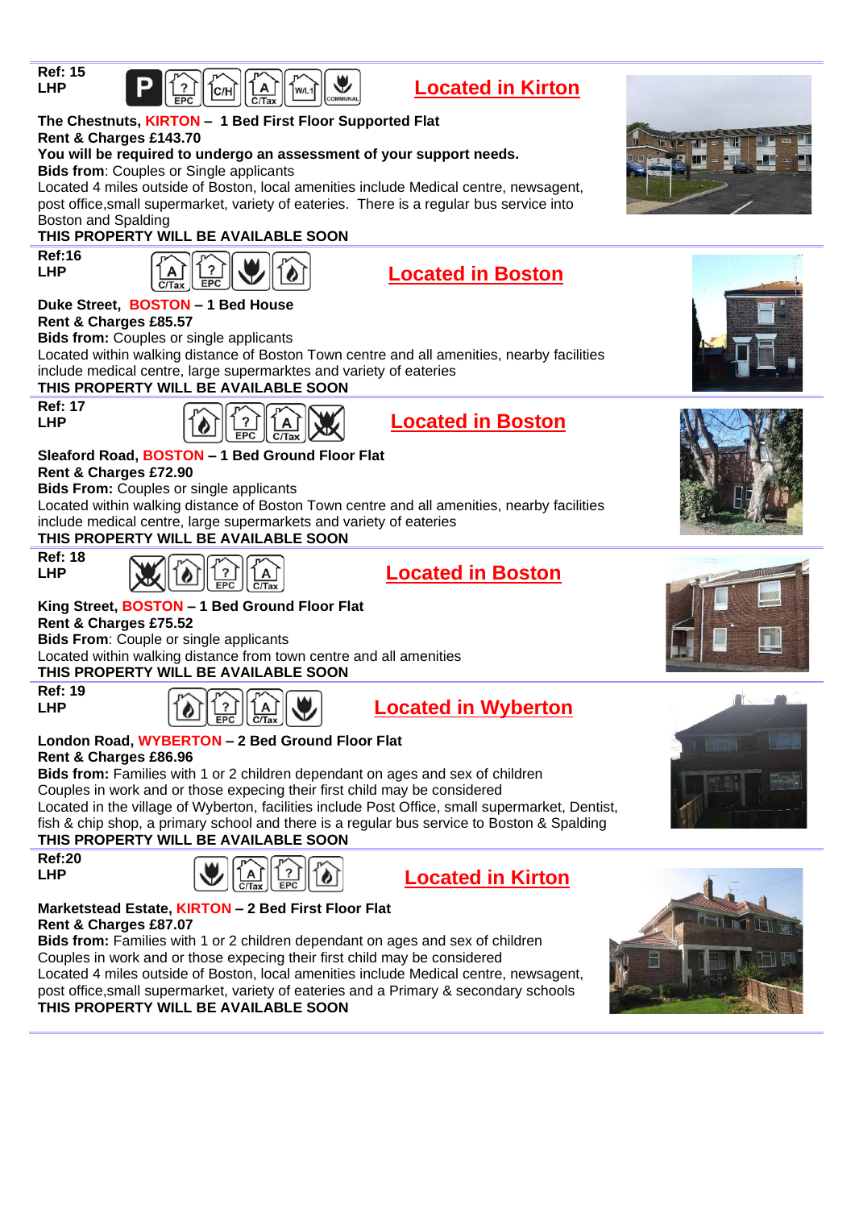**Ref: 15**
**LHP**

## Located in Kirton

**The Chestnuts, KIRTON – 1 Bed First Floor Supported Flat**
**Rent & Charges £143.70**
**You will be required to undergo an assessment of your support needs.**
**Bids from**: Couples or Single applicants
Located 4 miles outside of Boston, local amenities include Medical centre, newsagent, post office,small supermarket, variety of eateries. There is a regular bus service into Boston and Spalding
**THIS PROPERTY WILL BE AVAILABLE SOON**

---

**Ref:16**
**LHP**

## Located in Boston

**Duke Street, BOSTON – 1 Bed House**
**Rent & Charges £85.57**
**Bids from:** Couples or single applicants
Located within walking distance of Boston Town centre and all amenities, nearby facilities include medical centre, large supermarktes and variety of eateries
**THIS PROPERTY WILL BE AVAILABLE SOON**

---

**Ref: 17**
**LHP**

## Located in Boston

**Sleaford Road, BOSTON – 1 Bed Ground Floor Flat**
**Rent & Charges £72.90**
**Bids From:** Couples or single applicants
Located within walking distance of Boston Town centre and all amenities, nearby facilities include medical centre, large supermarkets and variety of eateries
**THIS PROPERTY WILL BE AVAILABLE SOON**

---

**Ref: 18**
**LHP**

## Located in Boston

**King Street, BOSTON – 1 Bed Ground Floor Flat**
**Rent & Charges £75.52**
**Bids From**: Couple or single applicants
Located within walking distance from town centre and all amenities
**THIS PROPERTY WILL BE AVAILABLE SOON**

---

**Ref: 19**
**LHP**

## Located in Wyberton

**London Road, WYBERTON – 2 Bed Ground Floor Flat**
**Rent & Charges £86.96**
**Bids from:** Families with 1 or 2 children dependant on ages and sex of children
Couples in work and or those expecing their first child may be considered
Located in the village of Wyberton, facilities include Post Office, small supermarket, Dentist, fish & chip shop, a primary school and there is a regular bus service to Boston & Spalding
**THIS PROPERTY WILL BE AVAILABLE SOON**

---

**Ref:20**
**LHP**

## Located in Kirton

**Marketstead Estate, KIRTON – 2 Bed First Floor Flat**
**Rent & Charges £87.07**
**Bids from:** Families with 1 or 2 children dependant on ages and sex of children
Couples in work and or those expecing their first child may be considered
Located 4 miles outside of Boston, local amenities include Medical centre, newsagent, post office,small supermarket, variety of eateries and a Primary & secondary schools
**THIS PROPERTY WILL BE AVAILABLE SOON**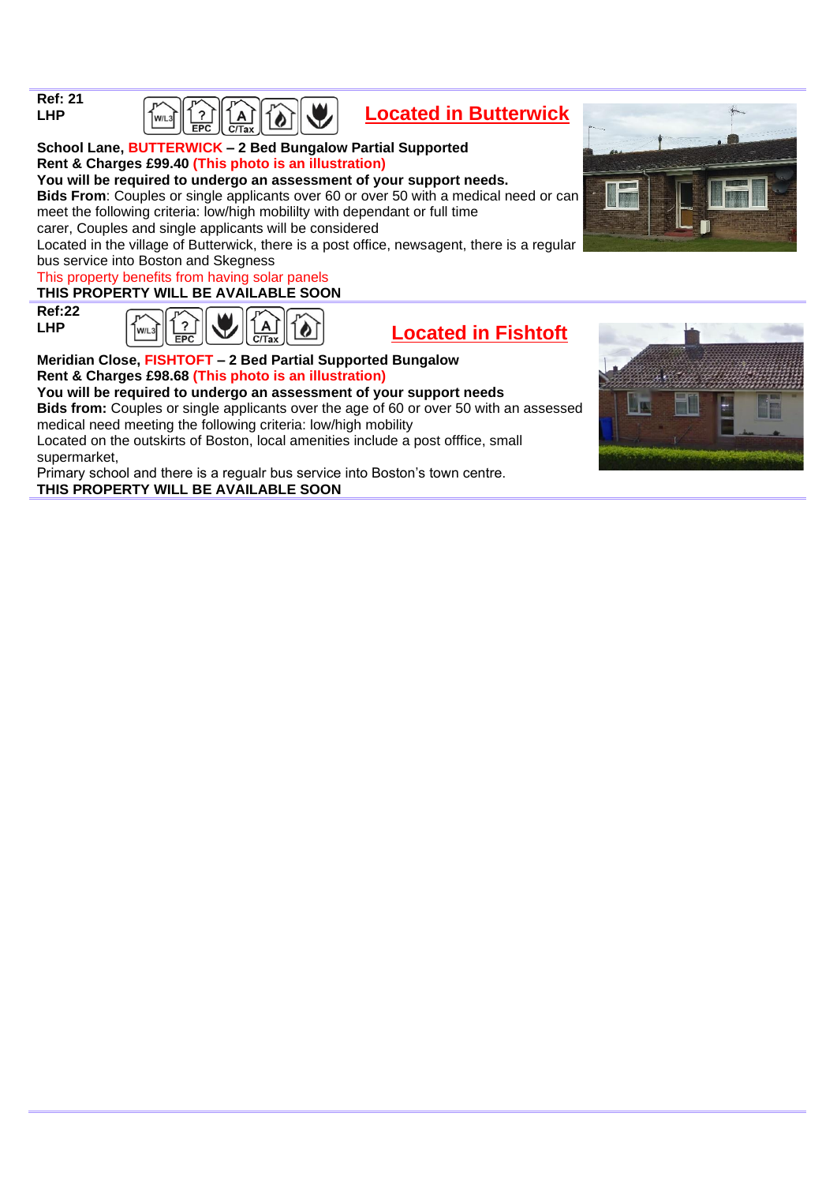**Ref: 21**
**LHP**

## Located in Butterwick

**School Lane, BUTTERWICK – 2 Bed Bungalow Partial Supported**
**Rent & Charges £99.40 (This photo is an illustration)**
**You will be required to undergo an assessment of your support needs.**
**Bids From**: Couples or single applicants over 60 or over 50 with a medical need or can meet the following criteria: low/high mobililty with dependant or full time carer, Couples and single applicants will be considered
Located in the village of Butterwick, there is a post office, newsagent, there is a regular bus service into Boston and Skegness
This property benefits from having solar panels
**THIS PROPERTY WILL BE AVAILABLE SOON**

---

**Ref:22**
**LHP**

## Located in Fishtoft

**Meridian Close, FISHTOFT – 2 Bed Partial Supported Bungalow**
**Rent & Charges £98.68 (This photo is an illustration)**
**You will be required to undergo an assessment of your support needs**
**Bids from:** Couples or single applicants over the age of 60 or over 50 with an assessed medical need meeting the following criteria: low/high mobility
Located on the outskirts of Boston, local amenities include a post offfice, small supermarket,
Primary school and there is a regualr bus service into Boston's town centre.
**THIS PROPERTY WILL BE AVAILABLE SOON**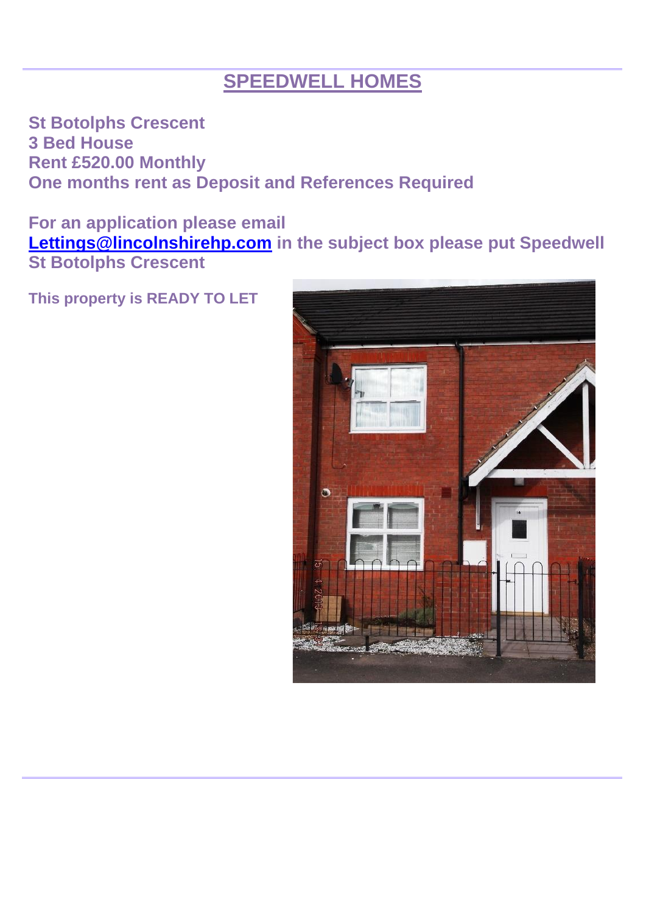# SPEEDWELL HOMES

**St Botolphs Crescent**
**3 Bed House**
**Rent £520.00 Monthly**
**One months rent as Deposit and References Required**

**For an application please email [Lettings@lincolnshirehp.com](mailto:Lettings@lincolnshirehp.com) in the subject box please put Speedwell St Botolphs Crescent**

**This property is READY TO LET**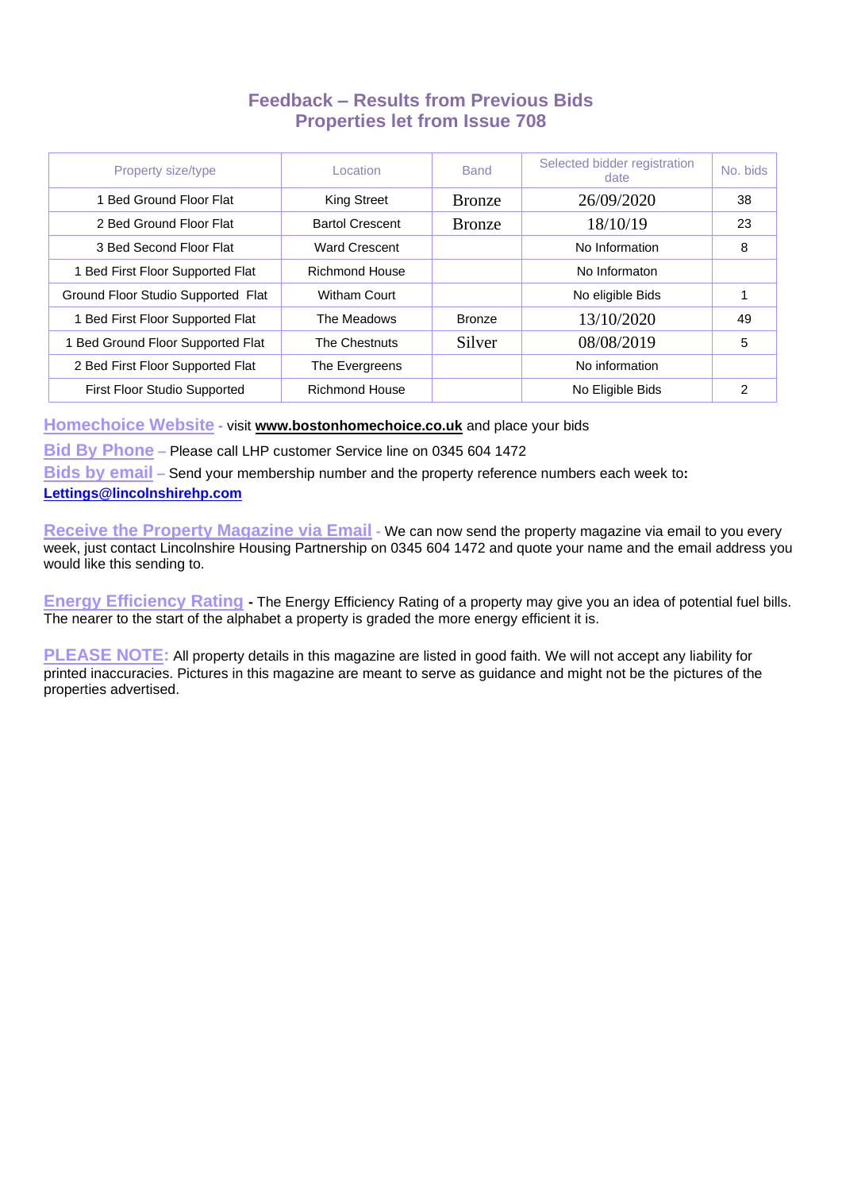## Feedback – Results from Previous Bids
## Properties let from Issue 708

| Property size/type | Location | Band | Selected bidder registration date | No. bids |
|---|---|---|---|---|
| 1 Bed Ground Floor Flat | King Street | Bronze | 26/09/2020 | 38 |
| 2 Bed Ground Floor Flat | Bartol Crescent | Bronze | 18/10/19 | 23 |
| 3 Bed Second Floor Flat | Ward Crescent | | No Information | 8 |
| 1 Bed First Floor Supported Flat | Richmond House | | No Informaton | |
| Ground Floor Studio Supported Flat | Witham Court | | No eligible Bids | 1 |
| 1 Bed First Floor Supported Flat | The Meadows | Bronze | 13/10/2020 | 49 |
| 1 Bed Ground Floor Supported Flat | The Chestnuts | Silver | 08/08/2019 | 5 |
| 2 Bed First Floor Supported Flat | The Evergreens | | No information | |
| First Floor Studio Supported | Richmond House | | No Eligible Bids | 2 |

**Homechoice Website** - visit **www.bostonhomechoice.co.uk** and place your bids

**Bid By Phone** – Please call LHP customer Service line on 0345 604 1472

**Bids by email** – Send your membership number and the property reference numbers each week to: **Lettings@lincolnshirehp.com**

**Receive the Property Magazine via Email** - We can now send the property magazine via email to you every week, just contact Lincolnshire Housing Partnership on 0345 604 1472 and quote your name and the email address you would like this sending to.

**Energy Efficiency Rating** - The Energy Efficiency Rating of a property may give you an idea of potential fuel bills. The nearer to the start of the alphabet a property is graded the more energy efficient it is.

**PLEASE NOTE:** All property details in this magazine are listed in good faith. We will not accept any liability for printed inaccuracies. Pictures in this magazine are meant to serve as guidance and might not be the pictures of the properties advertised.